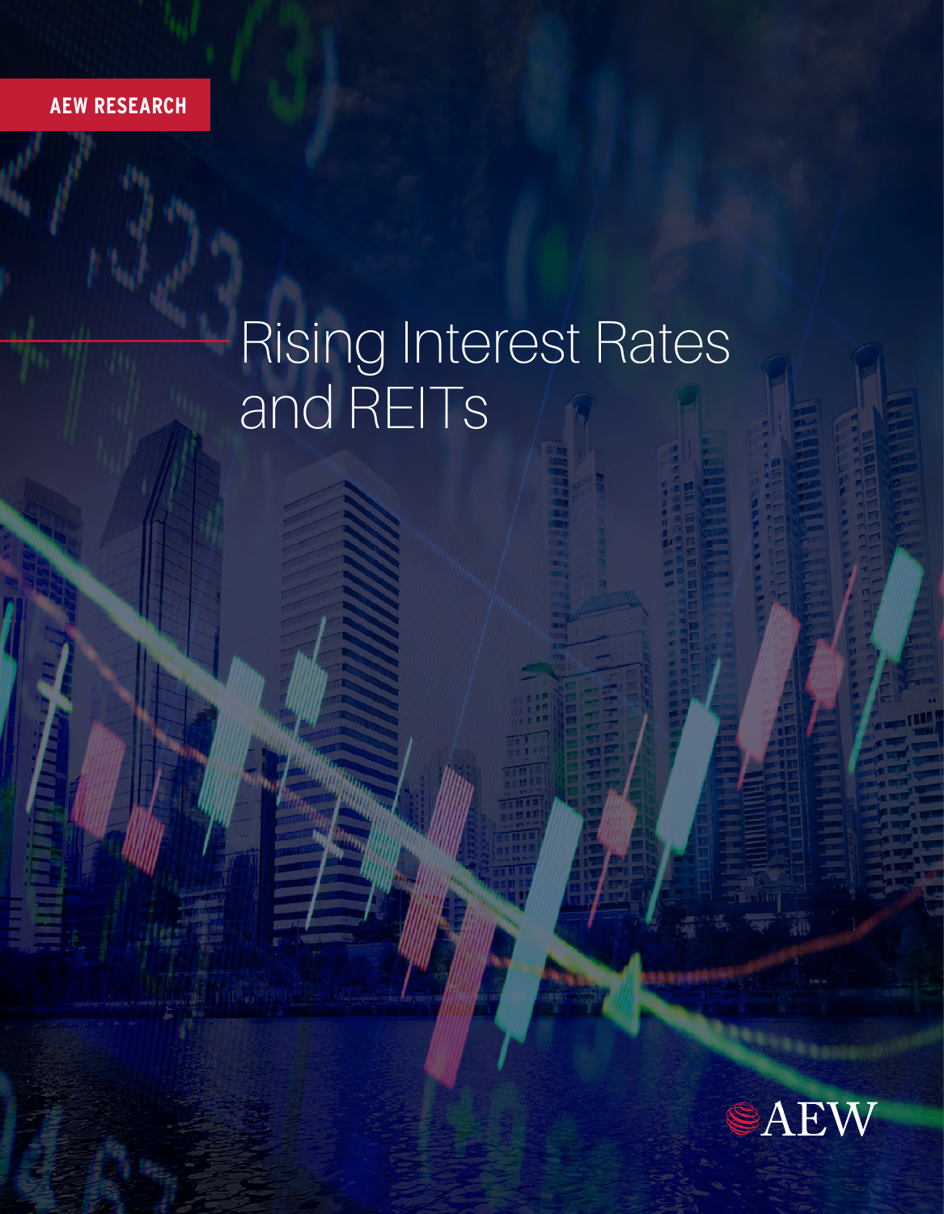AEW RESEARCH

# Rising Interest Rates and REITs

AEW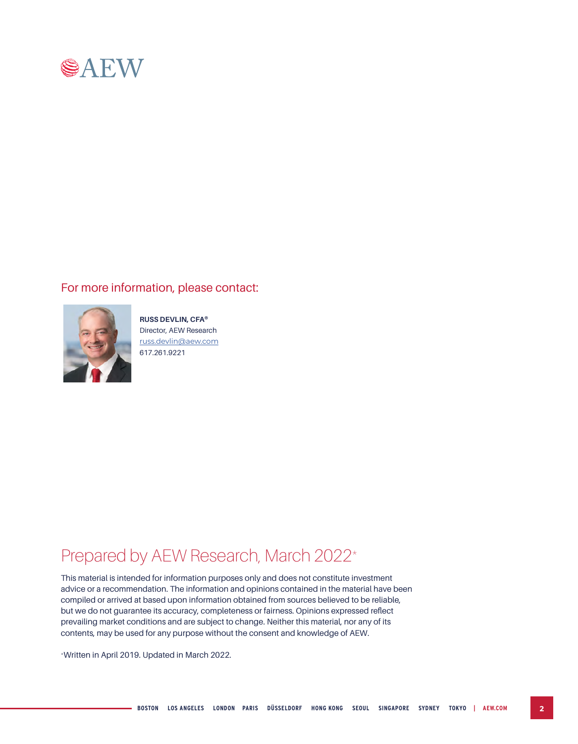## For more information, please contact:

**RUSS DEVLIN, CFA®**
Director, AEW Research
russ.devlin@aew.com
617.261.9221

# Prepared by AEW Research, March 2022*

This material is intended for information purposes only and does not constitute investment advice or a recommendation. The information and opinions contained in the material have been compiled or arrived at based upon information obtained from sources believed to be reliable, but we do not guarantee its accuracy, completeness or fairness. Opinions expressed reflect prevailing market conditions and are subject to change. Neither this material, nor any of its contents, may be used for any purpose without the consent and knowledge of AEW.

*Written in April 2019. Updated in March 2022.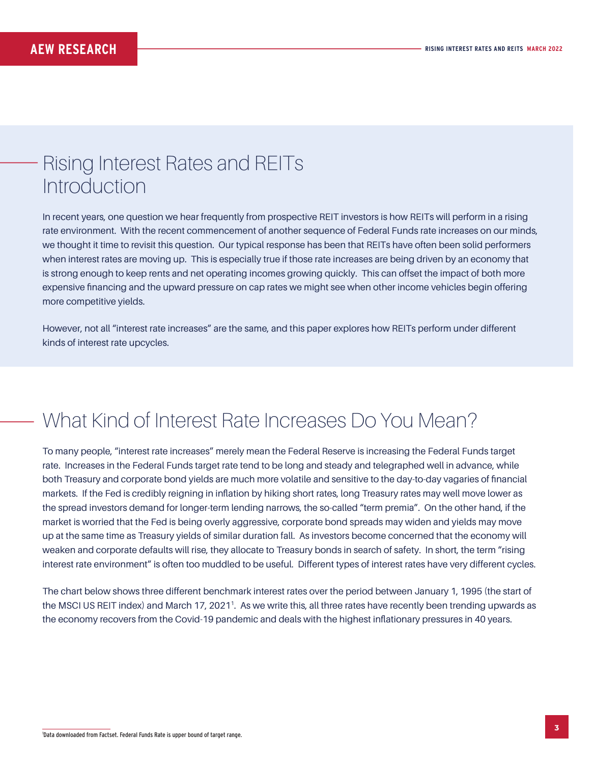## Rising Interest Rates and REITs Introduction

In recent years, one question we hear frequently from prospective REIT investors is how REITs will perform in a rising rate environment. With the recent commencement of another sequence of Federal Funds rate increases on our minds, we thought it time to revisit this question. Our typical response has been that REITs have often been solid performers when interest rates are moving up. This is especially true if those rate increases are being driven by an economy that is strong enough to keep rents and net operating incomes growing quickly. This can offset the impact of both more expensive financing and the upward pressure on cap rates we might see when other income vehicles begin offering more competitive yields.

However, not all "interest rate increases" are the same, and this paper explores how REITs perform under different kinds of interest rate upcycles.

## What Kind of Interest Rate Increases Do You Mean?

To many people, "interest rate increases" merely mean the Federal Reserve is increasing the Federal Funds target rate. Increases in the Federal Funds target rate tend to be long and steady and telegraphed well in advance, while both Treasury and corporate bond yields are much more volatile and sensitive to the day-to-day vagaries of financial markets. If the Fed is credibly reigning in inflation by hiking short rates, long Treasury rates may well move lower as the spread investors demand for longer-term lending narrows, the so-called "term premia". On the other hand, if the market is worried that the Fed is being overly aggressive, corporate bond spreads may widen and yields may move up at the same time as Treasury yields of similar duration fall. As investors become concerned that the economy will weaken and corporate defaults will rise, they allocate to Treasury bonds in search of safety. In short, the term "rising interest rate environment" is often too muddled to be useful. Different types of interest rates have very different cycles.

The chart below shows three different benchmark interest rates over the period between January 1, 1995 (the start of the MSCI US REIT index) and March 17, 2021[1]. As we write this, all three rates have recently been trending upwards as the economy recovers from the Covid-19 pandemic and deals with the highest inflationary pressures in 40 years.

---

[1] Data downloaded from Factset. Federal Funds Rate is upper bound of target range.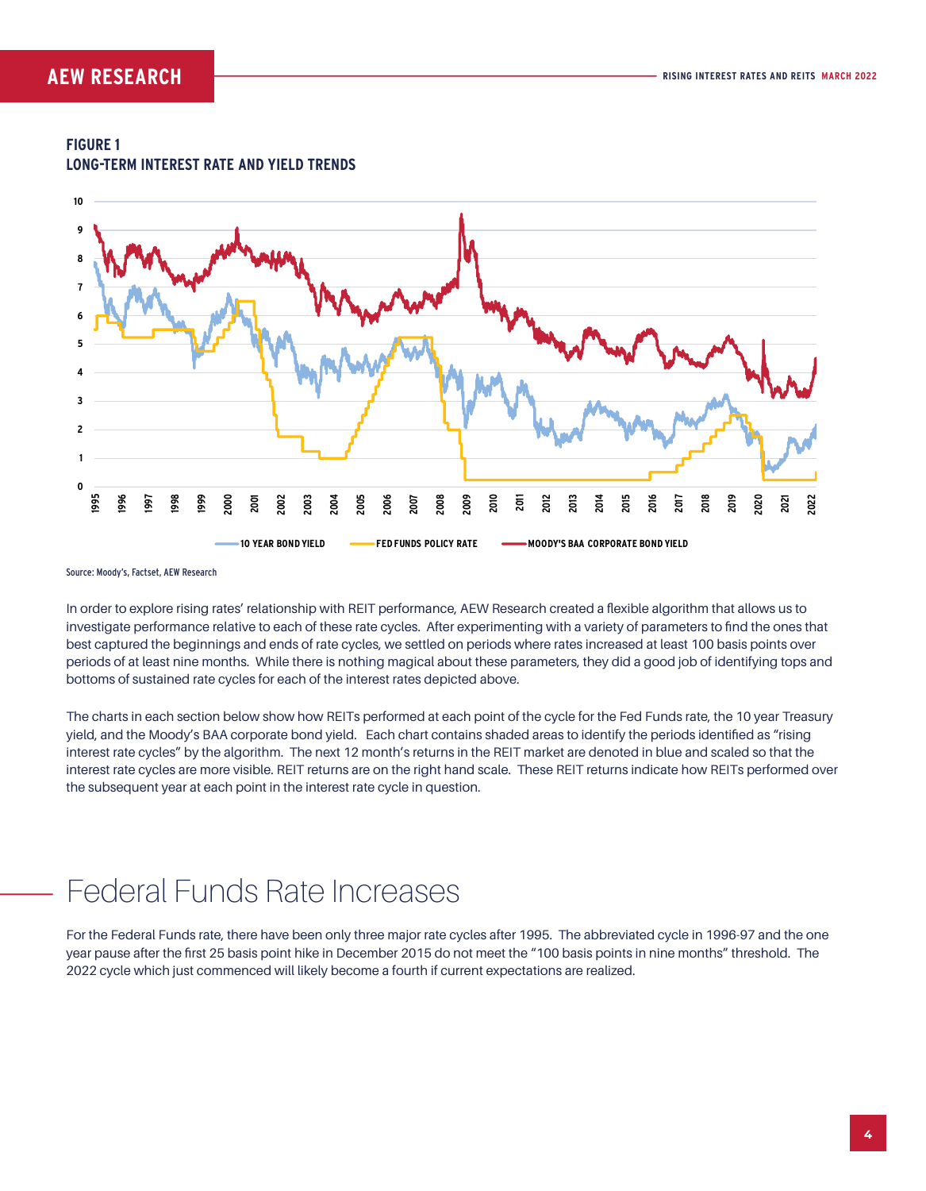**FIGURE 1**
**LONG-TERM INTEREST RATE AND YIELD TRENDS**

Source: Moody's, Factset, AEW Research

In order to explore rising rates' relationship with REIT performance, AEW Research created a flexible algorithm that allows us to investigate performance relative to each of these rate cycles. After experimenting with a variety of parameters to find the ones that best captured the beginnings and ends of rate cycles, we settled on periods where rates increased at least 100 basis points over periods of at least nine months. While there is nothing magical about these parameters, they did a good job of identifying tops and bottoms of sustained rate cycles for each of the interest rates depicted above.

The charts in each section below show how REITs performed at each point of the cycle for the Fed Funds rate, the 10 year Treasury yield, and the Moody's BAA corporate bond yield. Each chart contains shaded areas to identify the periods identified as "rising interest rate cycles" by the algorithm. The next 12 month's returns in the REIT market are denoted in blue and scaled so that the interest rate cycles are more visible. REIT returns are on the right hand scale. These REIT returns indicate how REITs performed over the subsequent year at each point in the interest rate cycle in question.

# Federal Funds Rate Increases

For the Federal Funds rate, there have been only three major rate cycles after 1995. The abbreviated cycle in 1996-97 and the one year pause after the first 25 basis point hike in December 2015 do not meet the "100 basis points in nine months" threshold. The 2022 cycle which just commenced will likely become a fourth if current expectations are realized.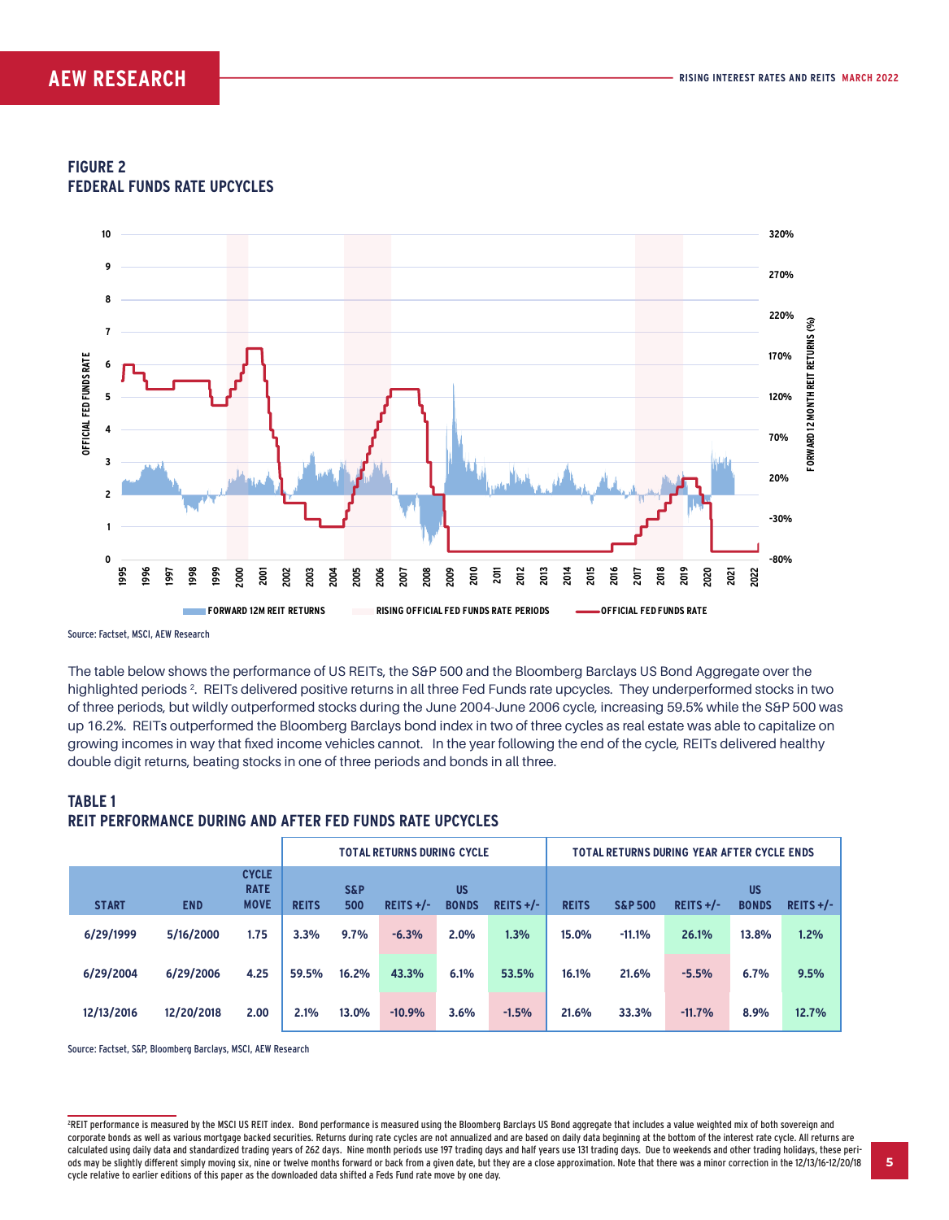## FIGURE 2
## FEDERAL FUNDS RATE UPCYCLES

Source: Factset, MSCI, AEW Research

The table below shows the performance of US REITs, the S&P 500 and the Bloomberg Barclays US Bond Aggregate over the highlighted periods [2]. REITs delivered positive returns in all three Fed Funds rate upcycles. They underperformed stocks in two of three periods, but wildly outperformed stocks during the June 2004-June 2006 cycle, increasing 59.5% while the S&P 500 was up 16.2%. REITs outperformed the Bloomberg Barclays bond index in two of three cycles as real estate was able to capitalize on growing incomes in way that fixed income vehicles cannot. In the year following the end of the cycle, REITs delivered healthy double digit returns, beating stocks in one of three periods and bonds in all three.

## TABLE 1
## REIT PERFORMANCE DURING AND AFTER FED FUNDS RATE UPCYCLES

| | | | TOTAL RETURNS DURING CYCLE | | | | | TOTAL RETURNS DURING YEAR AFTER CYCLE ENDS | | | | |
|---|---|---|---|---|---|---|---|---|---|---|---|---|
| START | END | CYCLE RATE MOVE | REITS | S&P 500 | REITS +/- | US BONDS | REITS +/- | REITS | S&P 500 | REITS +/- | US BONDS | REITS +/- |
| 6/29/1999 | 5/16/2000 | 1.75 | 3.3% | 9.7% | -6.3% | 2.0% | 1.3% | 15.0% | -11.1% | 26.1% | 13.8% | 1.2% |
| 6/29/2004 | 6/29/2006 | 4.25 | 59.5% | 16.2% | 43.3% | 6.1% | 53.5% | 16.1% | 21.6% | -5.5% | 6.7% | 9.5% |
| 12/13/2016 | 12/20/2018 | 2.00 | 2.1% | 13.0% | -10.9% | 3.6% | -1.5% | 21.6% | 33.3% | -11.7% | 8.9% | 12.7% |

Source: Factset, S&P, Bloomberg Barclays, MSCI, AEW Research

[2] REIT performance is measured by the MSCI US REIT index. Bond performance is measured using the Bloomberg Barclays US Bond aggregate that includes a value weighted mix of both sovereign and corporate bonds as well as various mortgage backed securities. Returns during rate cycles are not annualized and are based on daily data beginning at the bottom of the interest rate cycle. All returns are calculated using daily data and standardized trading years of 262 days. Nine month periods use 197 trading days and half years use 131 trading days. Due to weekends and other trading holidays, these periods may be slightly different simply moving six, nine or twelve months forward or back from a given date, but they are a close approximation. Note that there was a minor correction in the 12/13/16-12/20/18 cycle relative to earlier editions of this paper as the downloaded data shifted a Feds Fund rate move by one day.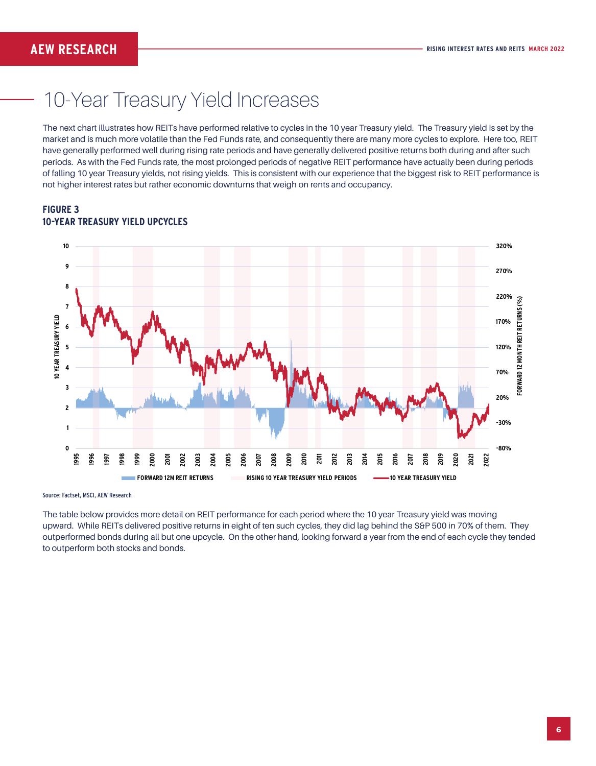# 10-Year Treasury Yield Increases

The next chart illustrates how REITs have performed relative to cycles in the 10 year Treasury yield. The Treasury yield is set by the market and is much more volatile than the Fed Funds rate, and consequently there are many more cycles to explore. Here too, REIT have generally performed well during rising rate periods and have generally delivered positive returns both during and after such periods. As with the Fed Funds rate, the most prolonged periods of negative REIT performance have actually been during periods of falling 10 year Treasury yields, not rising yields. This is consistent with our experience that the biggest risk to REIT performance is not higher interest rates but rather economic downturns that weigh on rents and occupancy.

**FIGURE 3**
**10-YEAR TREASURY YIELD UPCYCLES**

Source: Factset, MSCI, AEW Research

The table below provides more detail on REIT performance for each period where the 10 year Treasury yield was moving upward. While REITs delivered positive returns in eight of ten such cycles, they did lag behind the S&P 500 in 70% of them. They outperformed bonds during all but one upcycle. On the other hand, looking forward a year from the end of each cycle they tended to outperform both stocks and bonds.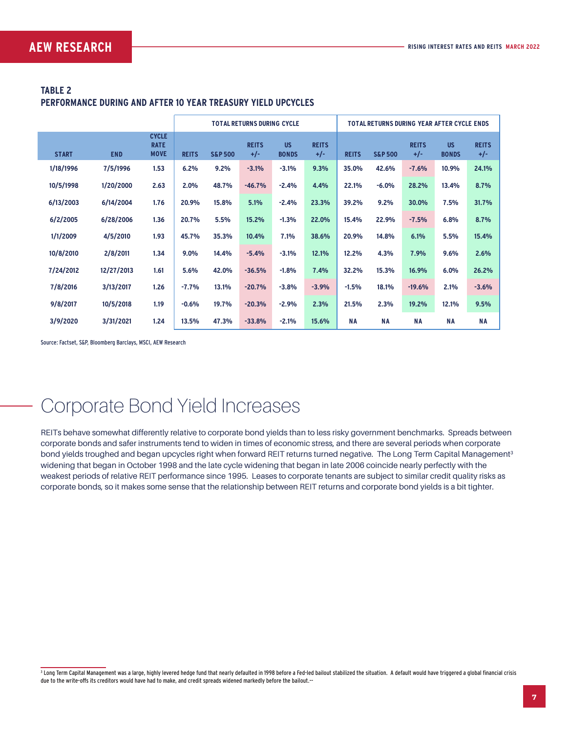**TABLE 2**
**PERFORMANCE DURING AND AFTER 10 YEAR TREASURY YIELD UPCYCLES**

| | | | TOTAL RETURNS DURING CYCLE | | | | | TOTAL RETURNS DURING YEAR AFTER CYCLE ENDS | | | | |
|---|---|---|---|---|---|---|---|---|---|---|---|---|
| START | END | CYCLE RATE MOVE | REITS | S&P 500 | REITS +/- | US BONDS | REITS +/- | REITS | S&P 500 | REITS +/- | US BONDS | REITS +/- |
| 1/18/1996 | 7/5/1996 | 1.53 | 6.2% | 9.2% | -3.1% | -3.1% | 9.3% | 35.0% | 42.6% | -7.6% | 10.9% | 24.1% |
| 10/5/1998 | 1/20/2000 | 2.63 | 2.0% | 48.7% | -46.7% | -2.4% | 4.4% | 22.1% | -6.0% | 28.2% | 13.4% | 8.7% |
| 6/13/2003 | 6/14/2004 | 1.76 | 20.9% | 15.8% | 5.1% | -2.4% | 23.3% | 39.2% | 9.2% | 30.0% | 7.5% | 31.7% |
| 6/2/2005 | 6/28/2006 | 1.36 | 20.7% | 5.5% | 15.2% | -1.3% | 22.0% | 15.4% | 22.9% | -7.5% | 6.8% | 8.7% |
| 1/1/2009 | 4/5/2010 | 1.93 | 45.7% | 35.3% | 10.4% | 7.1% | 38.6% | 20.9% | 14.8% | 6.1% | 5.5% | 15.4% |
| 10/8/2010 | 2/8/2011 | 1.34 | 9.0% | 14.4% | -5.4% | -3.1% | 12.1% | 12.2% | 4.3% | 7.9% | 9.6% | 2.6% |
| 7/24/2012 | 12/27/2013 | 1.61 | 5.6% | 42.0% | -36.5% | -1.8% | 7.4% | 32.2% | 15.3% | 16.9% | 6.0% | 26.2% |
| 7/8/2016 | 3/13/2017 | 1.26 | -7.7% | 13.1% | -20.7% | -3.8% | -3.9% | -1.5% | 18.1% | -19.6% | 2.1% | -3.6% |
| 9/8/2017 | 10/5/2018 | 1.19 | -0.6% | 19.7% | -20.3% | -2.9% | 2.3% | 21.5% | 2.3% | 19.2% | 12.1% | 9.5% |
| 3/9/2020 | 3/31/2021 | 1.24 | 13.5% | 47.3% | -33.8% | -2.1% | 15.6% | NA | NA | NA | NA | NA |

Source: Factset, S&P, Bloomberg Barclays, MSCI, AEW Research

## Corporate Bond Yield Increases

REITs behave somewhat differently relative to corporate bond yields than to less risky government benchmarks. Spreads between corporate bonds and safer instruments tend to widen in times of economic stress, and there are several periods when corporate bond yields troughed and began upcycles right when forward REIT returns turned negative. The Long Term Capital Management[3] widening that began in October 1998 and the late cycle widening that began in late 2006 coincide nearly perfectly with the weakest periods of relative REIT performance since 1995. Leases to corporate tenants are subject to similar credit quality risks as corporate bonds, so it makes some sense that the relationship between REIT returns and corporate bond yields is a bit tighter.

[3] Long Term Capital Management was a large, highly levered hedge fund that nearly defaulted in 1998 before a Fed-led bailout stabilized the situation. A default would have triggered a global financial crisis due to the write-offs its creditors would have had to make, and credit spreads widened markedly before the bailout.--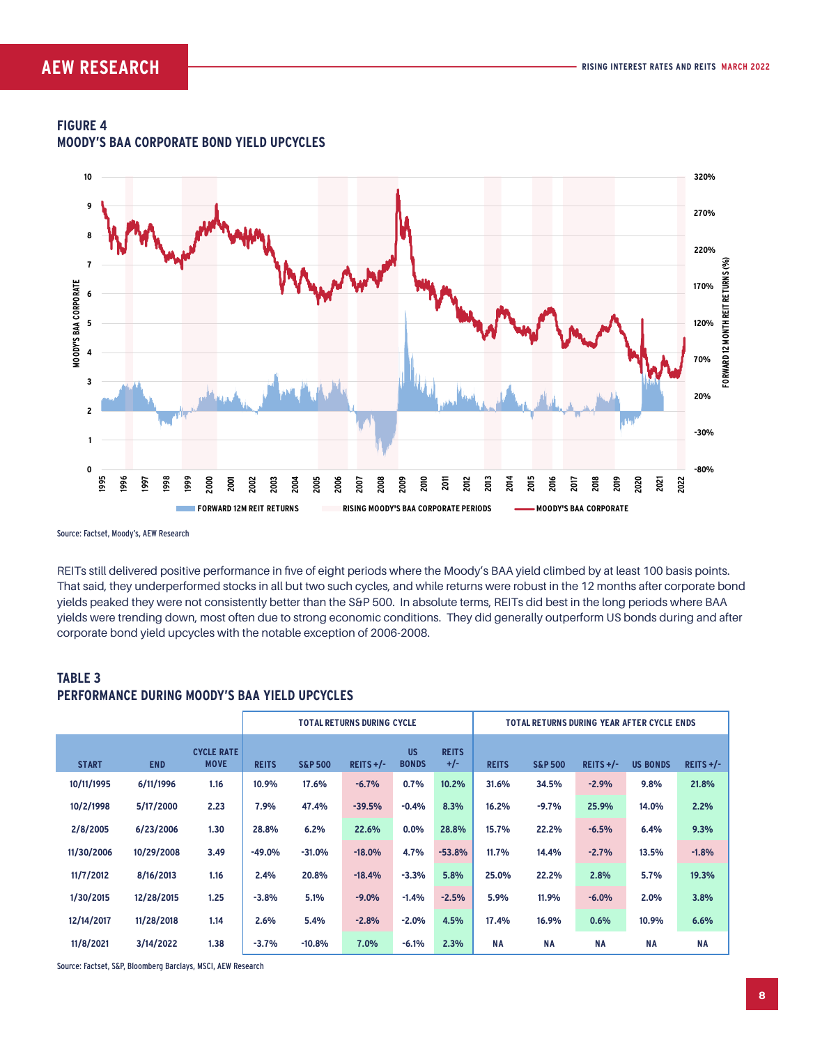## FIGURE 4
## MOODY'S BAA CORPORATE BOND YIELD UPCYCLES

FORWARD 12M REIT RETURNS | RISING MOODY'S BAA CORPORATE PERIODS | MOODY'S BAA CORPORATE

Source: Factset, Moody's, AEW Research

REITs still delivered positive performance in five of eight periods where the Moody's BAA yield climbed by at least 100 basis points. That said, they underperformed stocks in all but two such cycles, and while returns were robust in the 12 months after corporate bond yields peaked they were not consistently better than the S&P 500. In absolute terms, REITs did best in the long periods where BAA yields were trending down, most often due to strong economic conditions. They did generally outperform US bonds during and after corporate bond yield upcycles with the notable exception of 2006-2008.

## TABLE 3
## PERFORMANCE DURING MOODY'S BAA YIELD UPCYCLES

| | | | TOTAL RETURNS DURING CYCLE | | | | | TOTAL RETURNS DURING YEAR AFTER CYCLE ENDS | | | | |
|---|---|---|---|---|---|---|---|---|---|---|---|---|
| START | END | CYCLE RATE MOVE | REITS | S&P 500 | REITS +/- | US BONDS | REITS +/- | REITS | S&P 500 | REITS +/- | US BONDS | REITS +/- |
| 10/11/1995 | 6/11/1996 | 1.16 | 10.9% | 17.6% | -6.7% | 0.7% | 10.2% | 31.6% | 34.5% | -2.9% | 9.8% | 21.8% |
| 10/2/1998 | 5/17/2000 | 2.23 | 7.9% | 47.4% | -39.5% | -0.4% | 8.3% | 16.2% | -9.7% | 25.9% | 14.0% | 2.2% |
| 2/8/2005 | 6/23/2006 | 1.30 | 28.8% | 6.2% | 22.6% | 0.0% | 28.8% | 15.7% | 22.2% | -6.5% | 6.4% | 9.3% |
| 11/30/2006 | 10/29/2008 | 3.49 | -49.0% | -31.0% | -18.0% | 4.7% | -53.8% | 11.7% | 14.4% | -2.7% | 13.5% | -1.8% |
| 11/7/2012 | 8/16/2013 | 1.16 | 2.4% | 20.8% | -18.4% | -3.3% | 5.8% | 25.0% | 22.2% | 2.8% | 5.7% | 19.3% |
| 1/30/2015 | 12/28/2015 | 1.25 | -3.8% | 5.1% | -9.0% | -1.4% | -2.5% | 5.9% | 11.9% | -6.0% | 2.0% | 3.8% |
| 12/14/2017 | 11/28/2018 | 1.14 | 2.6% | 5.4% | -2.8% | -2.0% | 4.5% | 17.4% | 16.9% | 0.6% | 10.9% | 6.6% |
| 11/8/2021 | 3/14/2022 | 1.38 | -3.7% | -10.8% | 7.0% | -6.1% | 2.3% | NA | NA | NA | NA | NA |

Source: Factset, S&P, Bloomberg Barclays, MSCI, AEW Research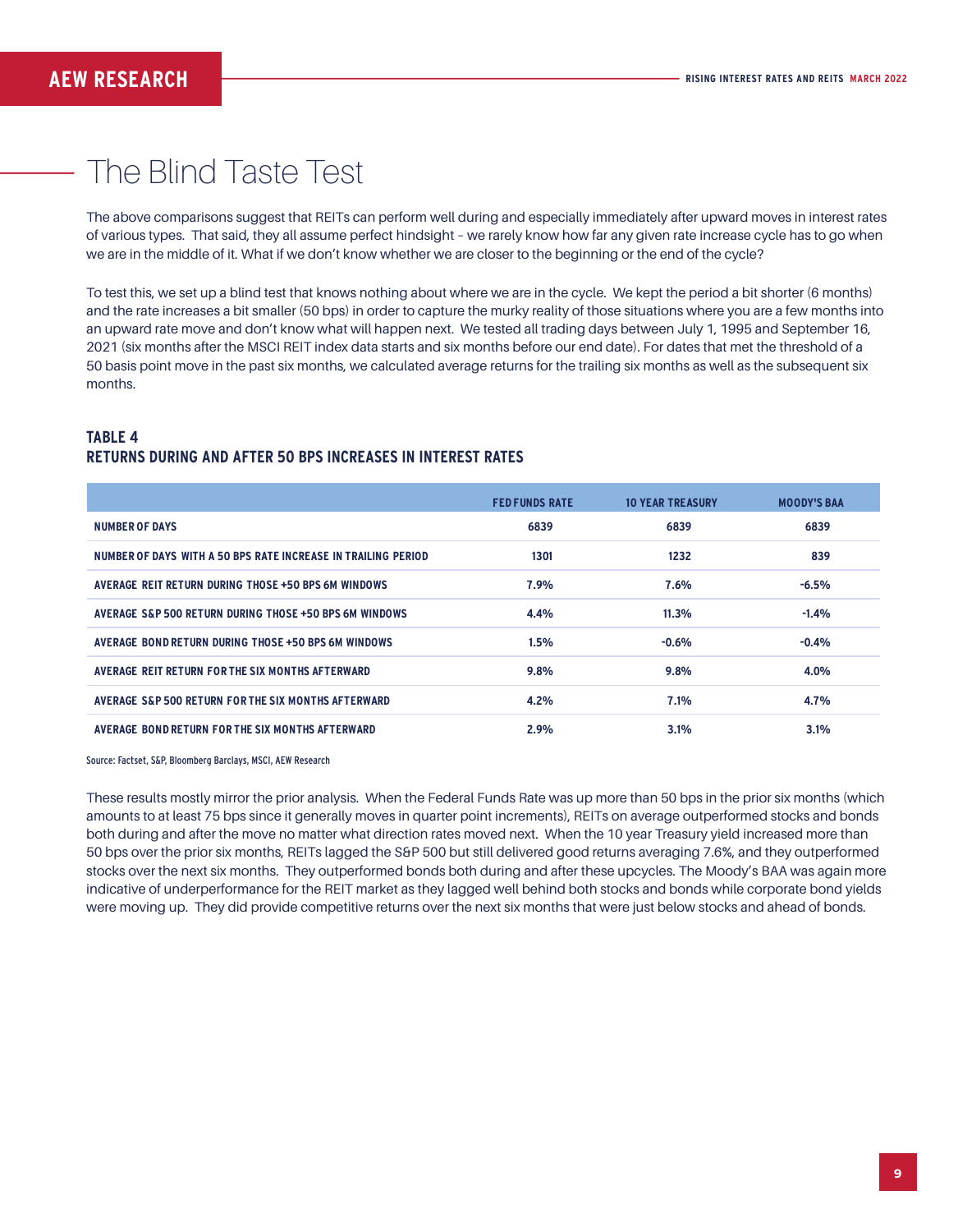# The Blind Taste Test

The above comparisons suggest that REITs can perform well during and especially immediately after upward moves in interest rates of various types. That said, they all assume perfect hindsight – we rarely know how far any given rate increase cycle has to go when we are in the middle of it. What if we don't know whether we are closer to the beginning or the end of the cycle?

To test this, we set up a blind test that knows nothing about where we are in the cycle. We kept the period a bit shorter (6 months) and the rate increases a bit smaller (50 bps) in order to capture the murky reality of those situations where you are a few months into an upward rate move and don't know what will happen next. We tested all trading days between July 1, 1995 and September 16, 2021 (six months after the MSCI REIT index data starts and six months before our end date). For dates that met the threshold of a 50 basis point move in the past six months, we calculated average returns for the trailing six months as well as the subsequent six months.

**TABLE 4**
**RETURNS DURING AND AFTER 50 BPS INCREASES IN INTEREST RATES**

| | FED FUNDS RATE | 10 YEAR TREASURY | MOODY'S BAA |
|---|---|---|---|
| NUMBER OF DAYS | 6839 | 6839 | 6839 |
| NUMBER OF DAYS WITH A 50 BPS RATE INCREASE IN TRAILING PERIOD | 1301 | 1232 | 839 |
| AVERAGE REIT RETURN DURING THOSE +50 BPS 6M WINDOWS | 7.9% | 7.6% | -6.5% |
| AVERAGE S&P 500 RETURN DURING THOSE +50 BPS 6M WINDOWS | 4.4% | 11.3% | -1.4% |
| AVERAGE BOND RETURN DURING THOSE +50 BPS 6M WINDOWS | 1.5% | -0.6% | -0.4% |
| AVERAGE REIT RETURN FOR THE SIX MONTHS AFTERWARD | 9.8% | 9.8% | 4.0% |
| AVERAGE S&P 500 RETURN FOR THE SIX MONTHS AFTERWARD | 4.2% | 7.1% | 4.7% |
| AVERAGE BOND RETURN FOR THE SIX MONTHS AFTERWARD | 2.9% | 3.1% | 3.1% |

Source: Factset, S&P, Bloomberg Barclays, MSCI, AEW Research

These results mostly mirror the prior analysis. When the Federal Funds Rate was up more than 50 bps in the prior six months (which amounts to at least 75 bps since it generally moves in quarter point increments), REITs on average outperformed stocks and bonds both during and after the move no matter what direction rates moved next. When the 10 year Treasury yield increased more than 50 bps over the prior six months, REITs lagged the S&P 500 but still delivered good returns averaging 7.6%, and they outperformed stocks over the next six months. They outperformed bonds both during and after these upcycles. The Moody's BAA was again more indicative of underperformance for the REIT market as they lagged well behind both stocks and bonds while corporate bond yields were moving up. They did provide competitive returns over the next six months that were just below stocks and ahead of bonds.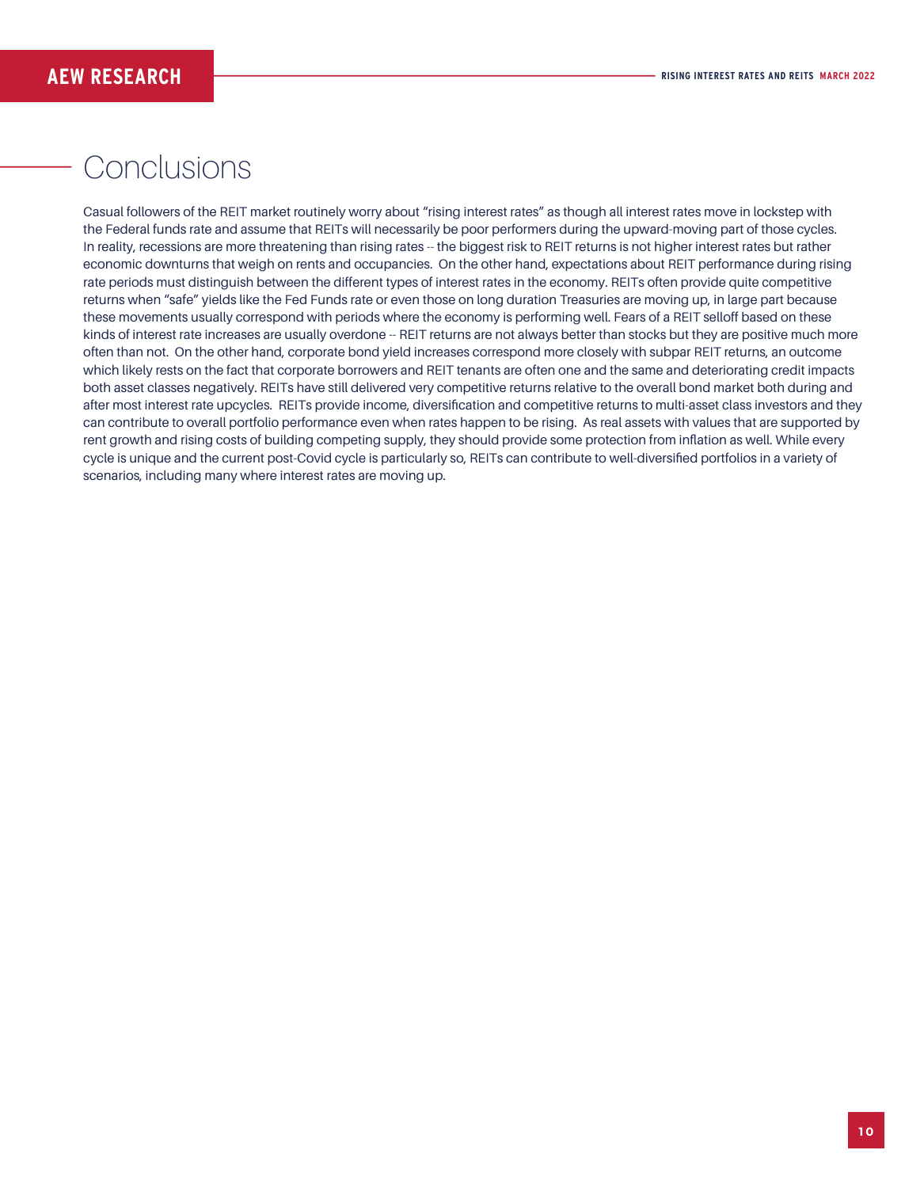# Conclusions

Casual followers of the REIT market routinely worry about "rising interest rates" as though all interest rates move in lockstep with the Federal funds rate and assume that REITs will necessarily be poor performers during the upward-moving part of those cycles. In reality, recessions are more threatening than rising rates -- the biggest risk to REIT returns is not higher interest rates but rather economic downturns that weigh on rents and occupancies. On the other hand, expectations about REIT performance during rising rate periods must distinguish between the different types of interest rates in the economy. REITs often provide quite competitive returns when "safe" yields like the Fed Funds rate or even those on long duration Treasuries are moving up, in large part because these movements usually correspond with periods where the economy is performing well. Fears of a REIT selloff based on these kinds of interest rate increases are usually overdone -- REIT returns are not always better than stocks but they are positive much more often than not. On the other hand, corporate bond yield increases correspond more closely with subpar REIT returns, an outcome which likely rests on the fact that corporate borrowers and REIT tenants are often one and the same and deteriorating credit impacts both asset classes negatively. REITs have still delivered very competitive returns relative to the overall bond market both during and after most interest rate upcycles. REITs provide income, diversification and competitive returns to multi-asset class investors and they can contribute to overall portfolio performance even when rates happen to be rising. As real assets with values that are supported by rent growth and rising costs of building competing supply, they should provide some protection from inflation as well. While every cycle is unique and the current post-Covid cycle is particularly so, REITs can contribute to well-diversified portfolios in a variety of scenarios, including many where interest rates are moving up.